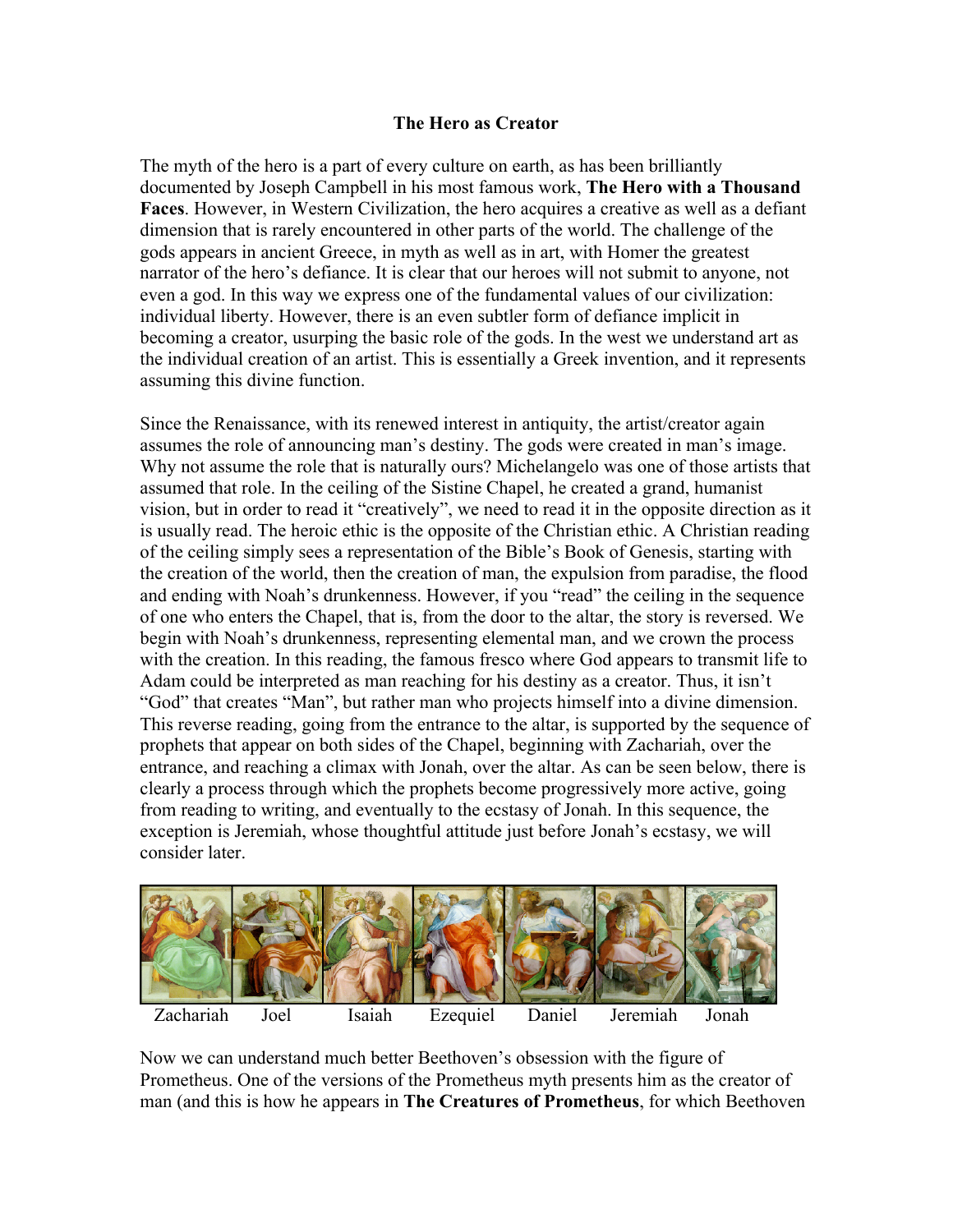# The Hero as Creator

The myth of the hero is a part of every culture on earth, as has been brilliantly documented by Joseph Campbell in his most famous work, **The Hero with a Thousand Faces**. However, in Western Civilization, the hero acquires a creative as well as a defiant dimension that is rarely encountered in other parts of the world. The challenge of the gods appears in ancient Greece, in myth as well as in art, with Homer the greatest narrator of the hero's defiance. It is clear that our heroes will not submit to anyone, not even a god. In this way we express one of the fundamental values of our civilization: individual liberty. However, there is an even subtler form of defiance implicit in becoming a creator, usurping the basic role of the gods. In the west we understand art as the individual creation of an artist. This is essentially a Greek invention, and it represents assuming this divine function.

Since the Renaissance, with its renewed interest in antiquity, the artist/creator again assumes the role of announcing man's destiny. The gods were created in man's image. Why not assume the role that is naturally ours? Michelangelo was one of those artists that assumed that role. In the ceiling of the Sistine Chapel, he created a grand, humanist vision, but in order to read it "creatively", we need to read it in the opposite direction as it is usually read. The heroic ethic is the opposite of the Christian ethic. A Christian reading of the ceiling simply sees a representation of the Bible's Book of Genesis, starting with the creation of the world, then the creation of man, the expulsion from paradise, the flood and ending with Noah's drunkenness. However, if you "read" the ceiling in the sequence of one who enters the Chapel, that is, from the door to the altar, the story is reversed. We begin with Noah's drunkenness, representing elemental man, and we crown the process with the creation. In this reading, the famous fresco where God appears to transmit life to Adam could be interpreted as man reaching for his destiny as a creator. Thus, it isn't "God" that creates "Man", but rather man who projects himself into a divine dimension. This reverse reading, going from the entrance to the altar, is supported by the sequence of prophets that appear on both sides of the Chapel, beginning with Zachariah, over the entrance, and reaching a climax with Jonah, over the altar. As can be seen below, there is clearly a process through which the prophets become progressively more active, going from reading to writing, and eventually to the ecstasy of Jonah. In this sequence, the exception is Jeremiah, whose thoughtful attitude just before Jonah's ecstasy, we will consider later.

Zachariah Joel Isaiah Ezequiel Daniel Jeremiah Jonah

Now we can understand much better Beethoven's obsession with the figure of Prometheus. One of the versions of the Prometheus myth presents him as the creator of man (and this is how he appears in **The Creatures of Prometheus**, for which Beethoven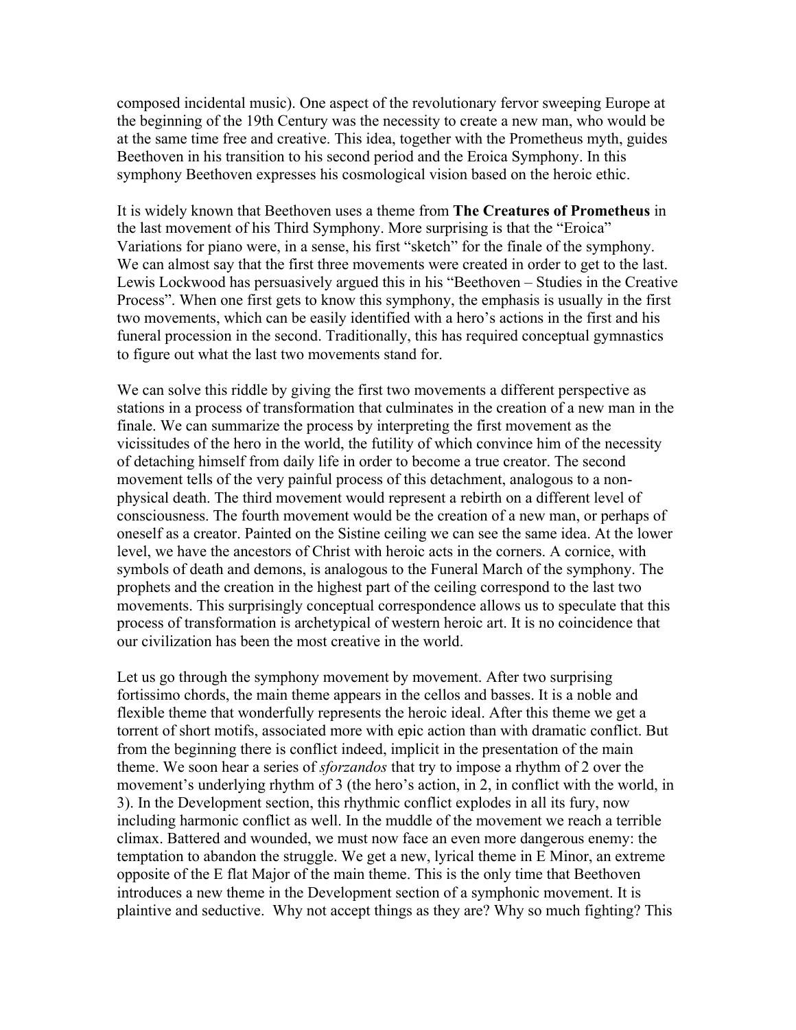composed incidental music). One aspect of the revolutionary fervor sweeping Europe at the beginning of the 19th Century was the necessity to create a new man, who would be at the same time free and creative. This idea, together with the Prometheus myth, guides Beethoven in his transition to his second period and the Eroica Symphony. In this symphony Beethoven expresses his cosmological vision based on the heroic ethic.

It is widely known that Beethoven uses a theme from **The Creatures of Prometheus** in the last movement of his Third Symphony. More surprising is that the "Eroica" Variations for piano were, in a sense, his first "sketch" for the finale of the symphony. We can almost say that the first three movements were created in order to get to the last. Lewis Lockwood has persuasively argued this in his "Beethoven – Studies in the Creative Process". When one first gets to know this symphony, the emphasis is usually in the first two movements, which can be easily identified with a hero's actions in the first and his funeral procession in the second. Traditionally, this has required conceptual gymnastics to figure out what the last two movements stand for.

We can solve this riddle by giving the first two movements a different perspective as stations in a process of transformation that culminates in the creation of a new man in the finale. We can summarize the process by interpreting the first movement as the vicissitudes of the hero in the world, the futility of which convince him of the necessity of detaching himself from daily life in order to become a true creator. The second movement tells of the very painful process of this detachment, analogous to a non-physical death. The third movement would represent a rebirth on a different level of consciousness. The fourth movement would be the creation of a new man, or perhaps of oneself as a creator. Painted on the Sistine ceiling we can see the same idea. At the lower level, we have the ancestors of Christ with heroic acts in the corners. A cornice, with symbols of death and demons, is analogous to the Funeral March of the symphony. The prophets and the creation in the highest part of the ceiling correspond to the last two movements. This surprisingly conceptual correspondence allows us to speculate that this process of transformation is archetypical of western heroic art. It is no coincidence that our civilization has been the most creative in the world.

Let us go through the symphony movement by movement. After two surprising fortissimo chords, the main theme appears in the cellos and basses. It is a noble and flexible theme that wonderfully represents the heroic ideal. After this theme we get a torrent of short motifs, associated more with epic action than with dramatic conflict. But from the beginning there is conflict indeed, implicit in the presentation of the main theme. We soon hear a series of *sforzandos* that try to impose a rhythm of 2 over the movement's underlying rhythm of 3 (the hero's action, in 2, in conflict with the world, in 3). In the Development section, this rhythmic conflict explodes in all its fury, now including harmonic conflict as well. In the muddle of the movement we reach a terrible climax. Battered and wounded, we must now face an even more dangerous enemy: the temptation to abandon the struggle. We get a new, lyrical theme in E Minor, an extreme opposite of the E flat Major of the main theme. This is the only time that Beethoven introduces a new theme in the Development section of a symphonic movement. It is plaintive and seductive. Why not accept things as they are? Why so much fighting? This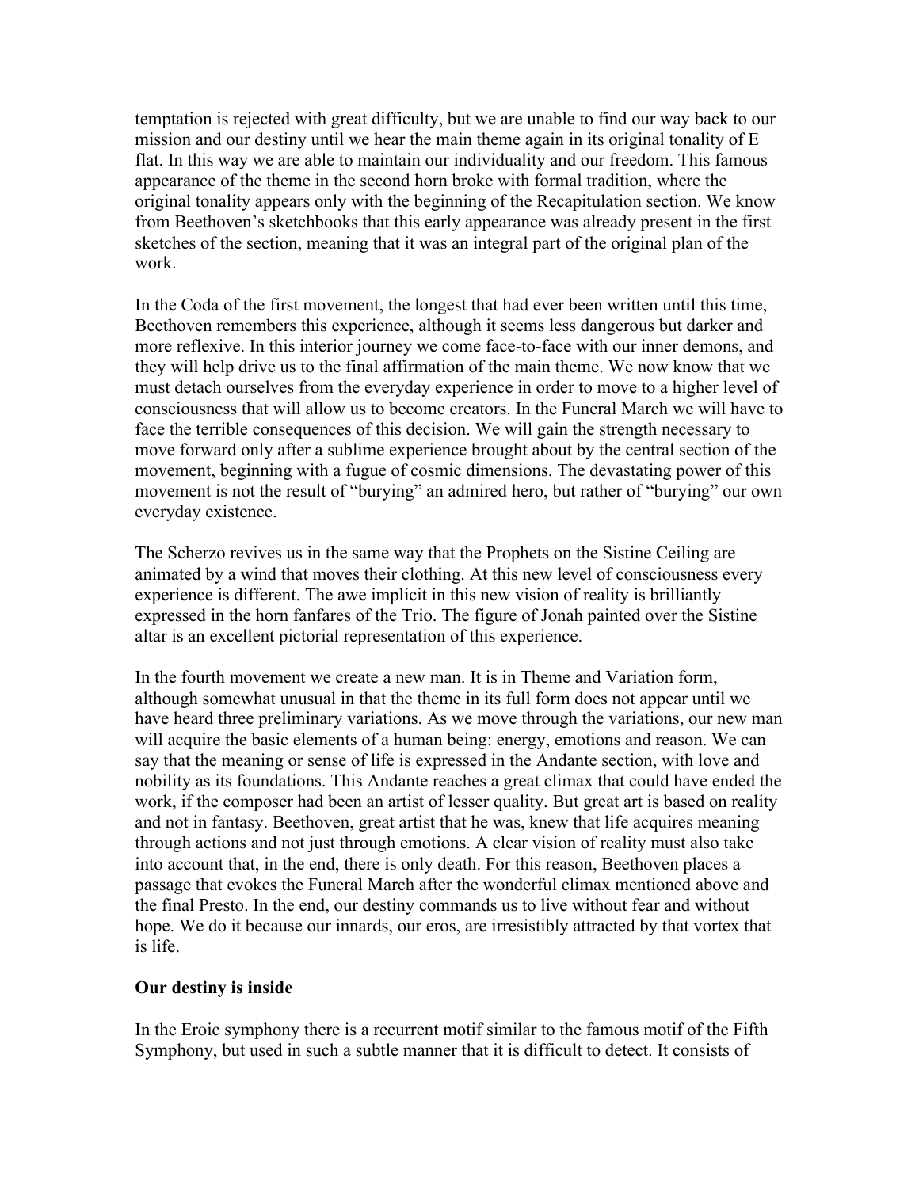temptation is rejected with great difficulty, but we are unable to find our way back to our mission and our destiny until we hear the main theme again in its original tonality of E flat. In this way we are able to maintain our individuality and our freedom. This famous appearance of the theme in the second horn broke with formal tradition, where the original tonality appears only with the beginning of the Recapitulation section. We know from Beethoven's sketchbooks that this early appearance was already present in the first sketches of the section, meaning that it was an integral part of the original plan of the work.

In the Coda of the first movement, the longest that had ever been written until this time, Beethoven remembers this experience, although it seems less dangerous but darker and more reflexive. In this interior journey we come face-to-face with our inner demons, and they will help drive us to the final affirmation of the main theme. We now know that we must detach ourselves from the everyday experience in order to move to a higher level of consciousness that will allow us to become creators. In the Funeral March we will have to face the terrible consequences of this decision. We will gain the strength necessary to move forward only after a sublime experience brought about by the central section of the movement, beginning with a fugue of cosmic dimensions. The devastating power of this movement is not the result of "burying" an admired hero, but rather of "burying" our own everyday existence.

The Scherzo revives us in the same way that the Prophets on the Sistine Ceiling are animated by a wind that moves their clothing. At this new level of consciousness every experience is different. The awe implicit in this new vision of reality is brilliantly expressed in the horn fanfares of the Trio. The figure of Jonah painted over the Sistine altar is an excellent pictorial representation of this experience.

In the fourth movement we create a new man. It is in Theme and Variation form, although somewhat unusual in that the theme in its full form does not appear until we have heard three preliminary variations. As we move through the variations, our new man will acquire the basic elements of a human being: energy, emotions and reason. We can say that the meaning or sense of life is expressed in the Andante section, with love and nobility as its foundations. This Andante reaches a great climax that could have ended the work, if the composer had been an artist of lesser quality. But great art is based on reality and not in fantasy. Beethoven, great artist that he was, knew that life acquires meaning through actions and not just through emotions. A clear vision of reality must also take into account that, in the end, there is only death. For this reason, Beethoven places a passage that evokes the Funeral March after the wonderful climax mentioned above and the final Presto. In the end, our destiny commands us to live without fear and without hope. We do it because our innards, our eros, are irresistibly attracted by that vortex that is life.

## Our destiny is inside

In the Eroic symphony there is a recurrent motif similar to the famous motif of the Fifth Symphony, but used in such a subtle manner that it is difficult to detect. It consists of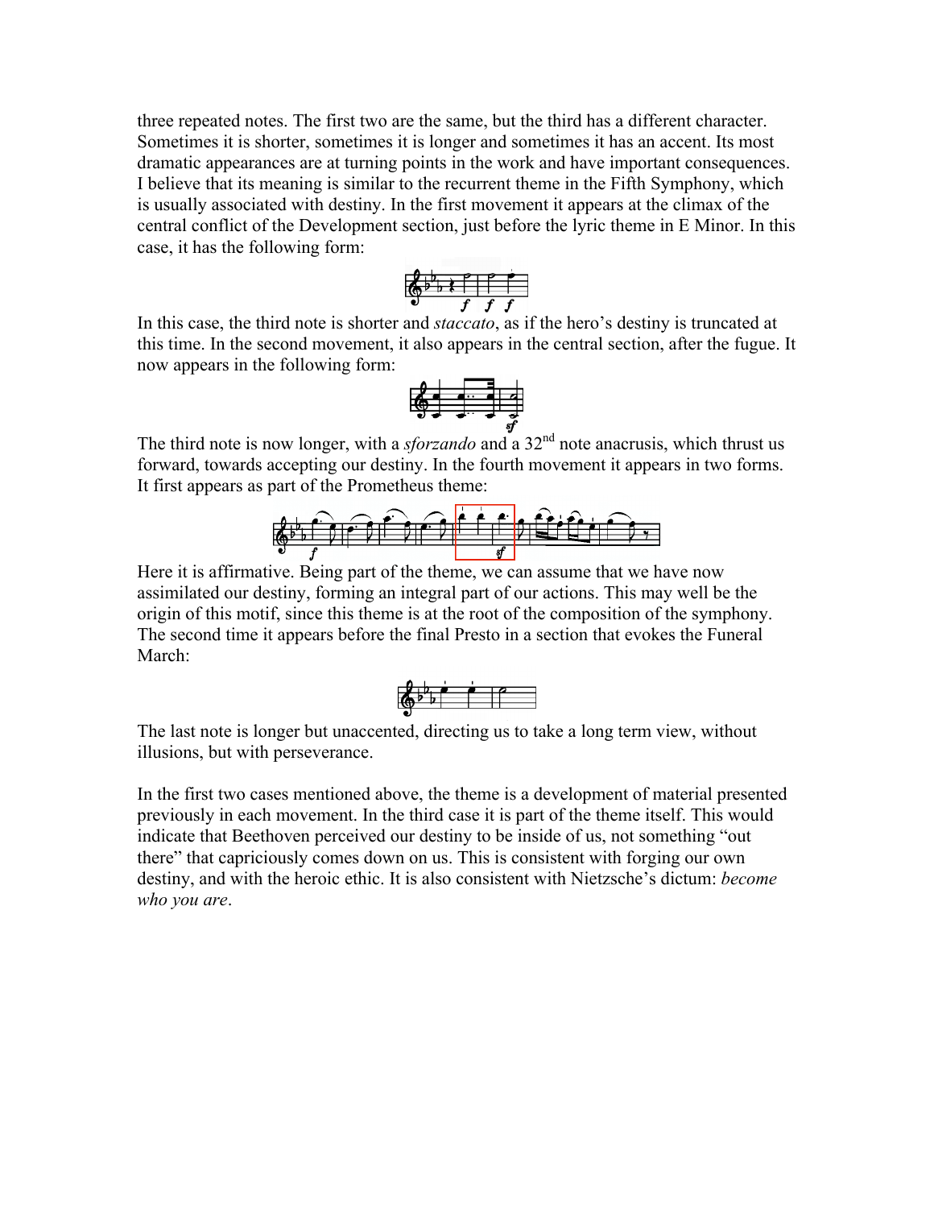three repeated notes. The first two are the same, but the third has a different character. Sometimes it is shorter, sometimes it is longer and sometimes it has an accent. Its most dramatic appearances are at turning points in the work and have important consequences. I believe that its meaning is similar to the recurrent theme in the Fifth Symphony, which is usually associated with destiny. In the first movement it appears at the climax of the central conflict of the Development section, just before the lyric theme in E Minor. In this case, it has the following form:

In this case, the third note is shorter and *staccato*, as if the hero's destiny is truncated at this time. In the second movement, it also appears in the central section, after the fugue. It now appears in the following form:

The third note is now longer, with a *sforzando* and a 32nd note anacrusis, which thrust us forward, towards accepting our destiny. In the fourth movement it appears in two forms. It first appears as part of the Prometheus theme:

Here it is affirmative. Being part of the theme, we can assume that we have now assimilated our destiny, forming an integral part of our actions. This may well be the origin of this motif, since this theme is at the root of the composition of the symphony. The second time it appears before the final Presto in a section that evokes the Funeral March:

The last note is longer but unaccented, directing us to take a long term view, without illusions, but with perseverance.

In the first two cases mentioned above, the theme is a development of material presented previously in each movement. In the third case it is part of the theme itself. This would indicate that Beethoven perceived our destiny to be inside of us, not something "out there" that capriciously comes down on us. This is consistent with forging our own destiny, and with the heroic ethic. It is also consistent with Nietzsche's dictum: *become who you are*.